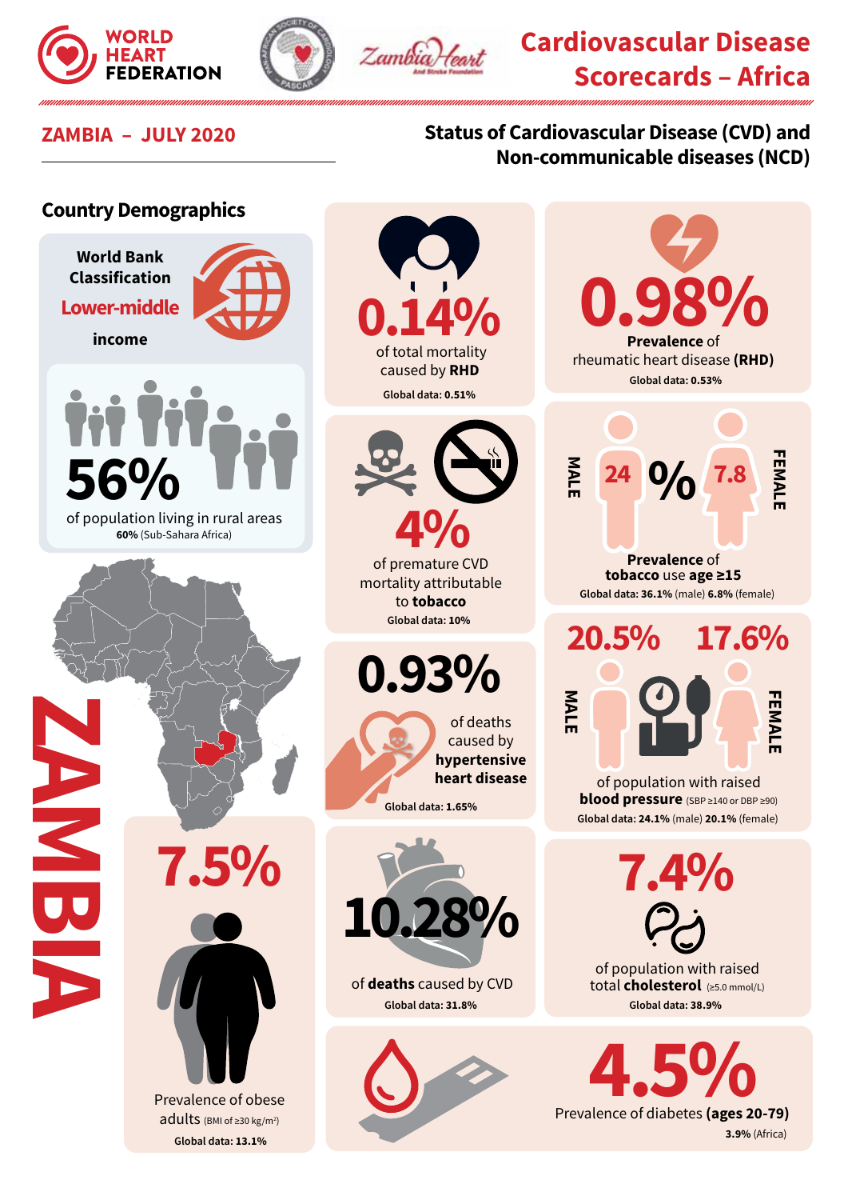WORLD HEART FEDERATION

Zambia Heart And Stroke Foundation

# Cardiovascular Disease Scorecards – Africa

## ZAMBIA – JULY 2020

## Status of Cardiovascular Disease (CVD) and Non-communicable diseases (NCD)

### Country Demographics

World Bank Classification
**Lower-middle income**

**56%** of population living in rural areas
**60%** (Sub-Sahara Africa)

ZAMBIA

**0.14%** of total mortality caused by **RHD**
Global data: 0.51%

**0.98%** **Prevalence** of rheumatic heart disease **(RHD)**
Global data: 0.53%

**4%** of premature CVD mortality attributable to **tobacco**
Global data: 10%

MALE **24** % **7.8** FEMALE
**Prevalence** of **tobacco** use **age ≥15**
Global data: **36.1%** (male) **6.8%** (female)

**0.93%** of deaths caused by **hypertensive heart disease**
Global data: 1.65%

**20.5%** MALE **17.6%** FEMALE
of population with raised **blood pressure** (SBP ≥140 or DBP ≥90)
Global data: **24.1%** (male) **20.1%** (female)

**7.5%** Prevalence of obese adults (BMI of ≥30 kg/m²)
Global data: 13.1%

**10.28%** of **deaths** caused by CVD
Global data: 31.8%

**7.4%** of population with raised total **cholesterol** (≥5.0 mmol/L)
Global data: 38.9%

**4.5%** Prevalence of diabetes **(ages 20-79)**
**3.9%** (Africa)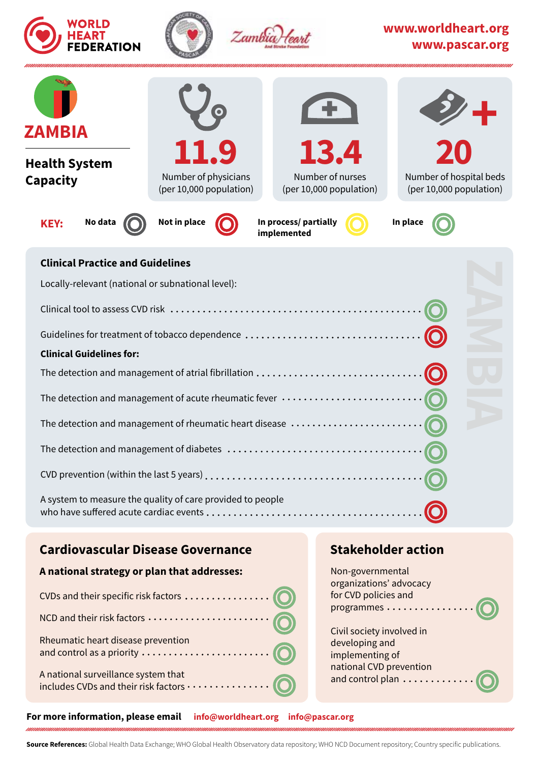**WORLD HEART FEDERATION**

www.worldheart.org
www.pascar.org

# ZAMBIA

## Health System Capacity

| 11.9 | 13.4 | 20 |
|---|---|---|
| Number of physicians (per 10,000 population) | Number of nurses (per 10,000 population) | Number of hospital beds (per 10,000 population) |

**KEY:** No data | Not in place | In process/ partially implemented | In place

### Clinical Practice and Guidelines

Locally-relevant (national or subnational level):

- Clinical tool to assess CVD risk — In place
- Guidelines for treatment of tobacco dependence — Not in place

**Clinical Guidelines for:**

- The detection and management of atrial fibrillation — Not in place
- The detection and management of acute rheumatic fever — In place
- The detection and management of rheumatic heart disease — In place
- The detection and management of diabetes — In place
- CVD prevention (within the last 5 years) — In place
- A system to measure the quality of care provided to people who have suffered acute cardiac events — Not in place

### Cardiovascular Disease Governance

**A national strategy or plan that addresses:**

- CVDs and their specific risk factors — In place
- NCD and their risk factors — In place
- Rheumatic heart disease prevention and control as a priority — In place
- A national surveillance system that includes CVDs and their risk factors — In place

### Stakeholder action

- Non-governmental organizations' advocacy for CVD policies and programmes — In place
- Civil society involved in developing and implementing of national CVD prevention and control plan — In place

**For more information, please email** info@worldheart.org info@pascar.org

**Source References:** Global Health Data Exchange; WHO Global Health Observatory data repository; WHO NCD Document repository; Country specific publications.